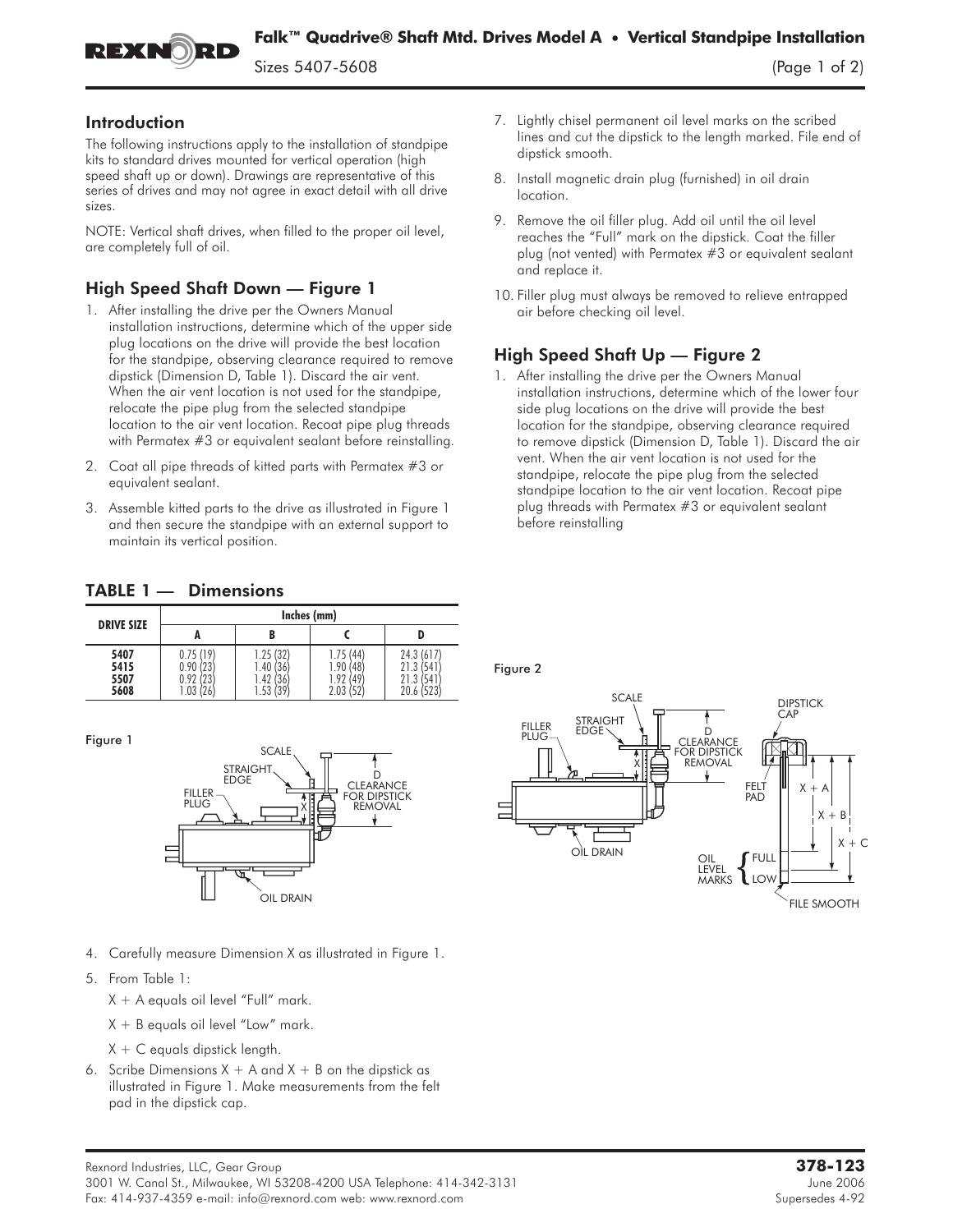# Falk™ Quadrive® Shaft Mtd. Drives Model A • Vertical Standpipe Installation

Sizes 5407-5608

## Introduction

The following instructions apply to the installation of standpipe kits to standard drives mounted for vertical operation (high speed shaft up or down). Drawings are representative of this series of drives and may not agree in exact detail with all drive sizes.

NOTE: Vertical shaft drives, when filled to the proper oil level, are completely full of oil.

## High Speed Shaft Down — Figure 1

1. After installing the drive per the Owners Manual installation instructions, determine which of the upper side plug locations on the drive will provide the best location for the standpipe, observing clearance required to remove dipstick (Dimension D, Table 1). Discard the air vent. When the air vent location is not used for the standpipe, relocate the pipe plug from the selected standpipe location to the air vent location. Recoat pipe plug threads with Permatex #3 or equivalent sealant before reinstalling.
2. Coat all pipe threads of kitted parts with Permatex #3 or equivalent sealant.
3. Assemble kitted parts to the drive as illustrated in Figure 1 and then secure the standpipe with an external support to maintain its vertical position.

## TABLE 1 — Dimensions

| DRIVE SIZE | Inches (mm) | | | |
|---|---|---|---|---|
| | A | B | C | D |
| 5407 | 0.75 (19) | 1.25 (32) | 1.75 (44) | 24.3 (617) |
| 5415 | 0.90 (23) | 1.40 (36) | 1.90 (48) | 21.3 (541) |
| 5507 | 0.92 (23) | 1.42 (36) | 1.92 (49) | 21.3 (541) |
| 5608 | 1.03 (26) | 1.53 (39) | 2.03 (52) | 20.6 (523) |

Figure 1

4. Carefully measure Dimension X as illustrated in Figure 1.
5. From Table 1:

   X + A equals oil level "Full" mark.

   X + B equals oil level "Low" mark.

   X + C equals dipstick length.
6. Scribe Dimensions X + A and X + B on the dipstick as illustrated in Figure 1. Make measurements from the felt pad in the dipstick cap.
7. Lightly chisel permanent oil level marks on the scribed lines and cut the dipstick to the length marked. File end of dipstick smooth.
8. Install magnetic drain plug (furnished) in oil drain location.
9. Remove the oil filler plug. Add oil until the oil level reaches the "Full" mark on the dipstick. Coat the filler plug (not vented) with Permatex #3 or equivalent sealant and replace it.
10. Filler plug must always be removed to relieve entrapped air before checking oil level.

## High Speed Shaft Up — Figure 2

1. After installing the drive per the Owners Manual installation instructions, determine which of the lower four side plug locations on the drive will provide the best location for the standpipe, observing clearance required to remove dipstick (Dimension D, Table 1). Discard the air vent. When the air vent location is not used for the standpipe, relocate the pipe plug from the selected standpipe location to the air vent location. Recoat pipe plug threads with Permatex #3 or equivalent sealant before reinstalling

Figure 2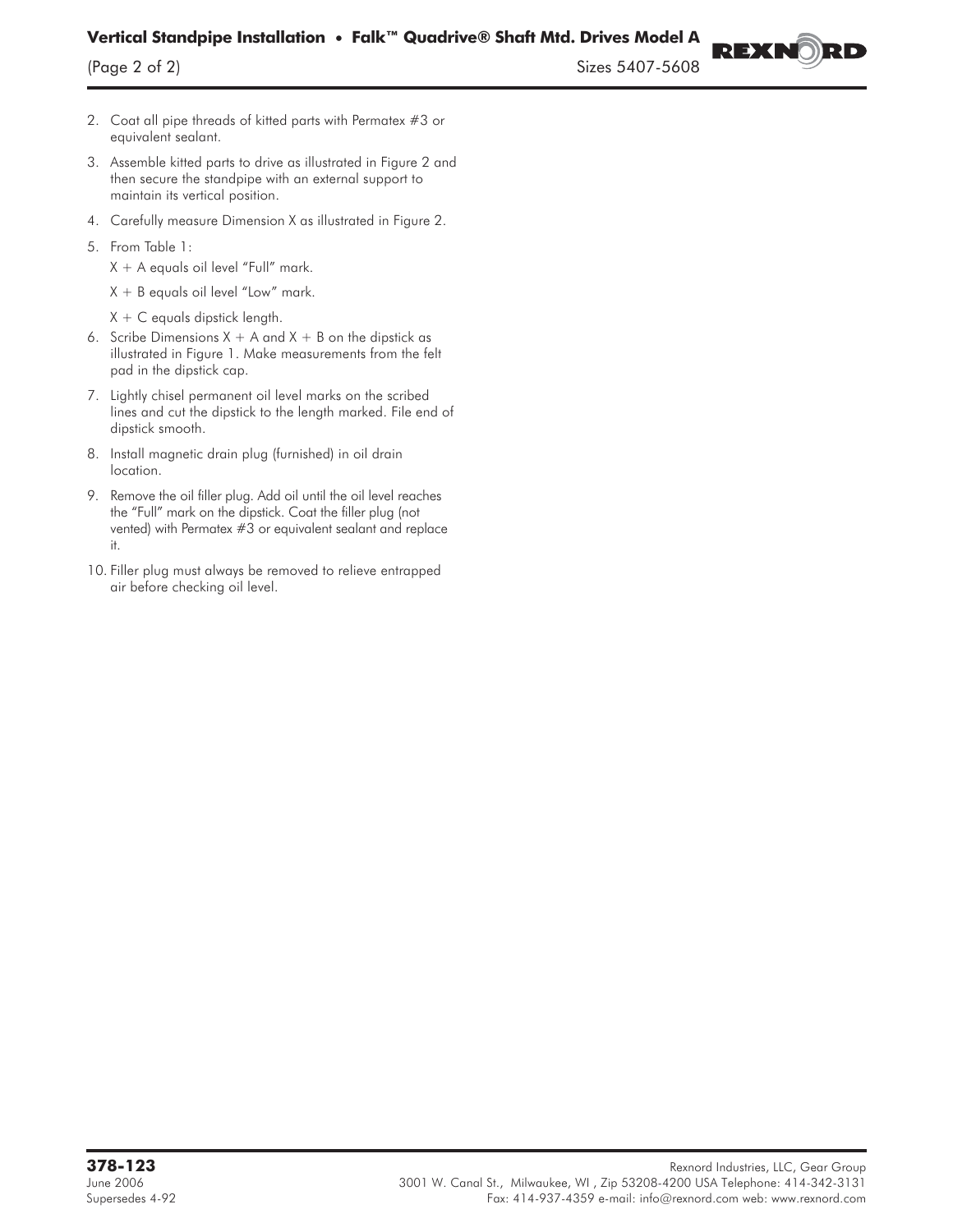2. Coat all pipe threads of kitted parts with Permatex #3 or equivalent sealant.
3. Assemble kitted parts to drive as illustrated in Figure 2 and then secure the standpipe with an external support to maintain its vertical position.
4. Carefully measure Dimension X as illustrated in Figure 2.
5. From Table 1:

   X + A equals oil level "Full" mark.

   X + B equals oil level "Low" mark.

   X + C equals dipstick length.
6. Scribe Dimensions X + A and X + B on the dipstick as illustrated in Figure 1. Make measurements from the felt pad in the dipstick cap.
7. Lightly chisel permanent oil level marks on the scribed lines and cut the dipstick to the length marked. File end of dipstick smooth.
8. Install magnetic drain plug (furnished) in oil drain location.
9. Remove the oil filler plug. Add oil until the oil level reaches the "Full" mark on the dipstick. Coat the filler plug (not vented) with Permatex #3 or equivalent sealant and replace it.
10. Filler plug must always be removed to relieve entrapped air before checking oil level.

**378-123**
June 2006
Supersedes 4-92

Rexnord Industries, LLC, Gear Group
3001 W. Canal St., Milwaukee, WI , Zip 53208-4200 USA Telephone: 414-342-3131
Fax: 414-937-4359 e-mail: info@rexnord.com web: www.rexnord.com